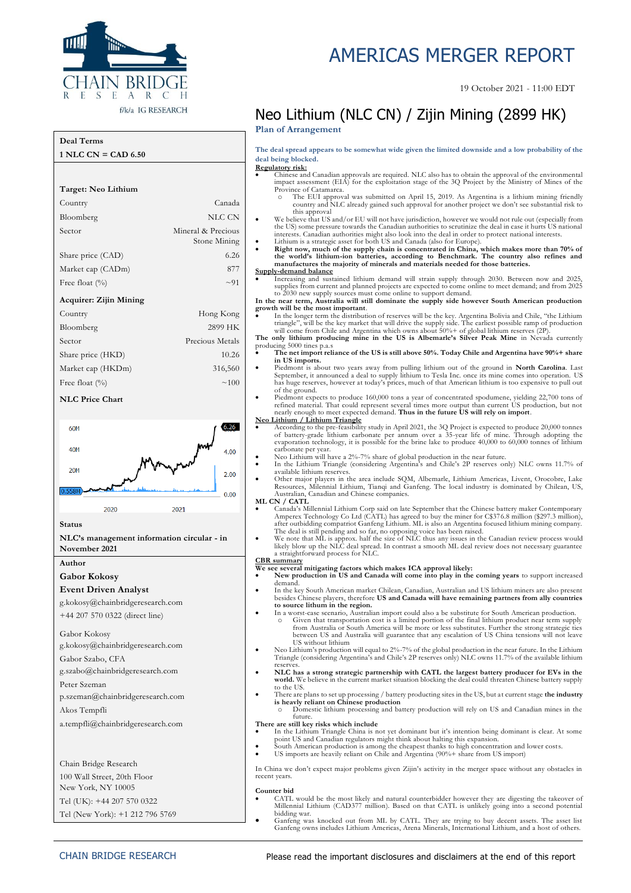# AMERICAS MERGER REPORT

19 October 2021 - 11:00 EDT

# Neo Lithium (NLC CN) / Zijin Mining (2899 HK)

## Plan of Arrangement

**Deal Terms**

**1 NLC CN = CAD 6.50**

**Target: Neo Lithium**

| | |
|---|---|
| Country | Canada |
| Bloomberg | NLC CN |
| Sector | Mineral & Precious Stone Mining |
| Share price (CAD) | 6.26 |
| Market cap (CADm) | 877 |
| Free float (%) | ~91 |

**Acquirer: Zijin Mining**

| | |
|---|---|
| Country | Hong Kong |
| Bloomberg | 2899 HK |
| Sector | Precious Metals |
| Share price (HKD) | 10.26 |
| Market cap (HKDm) | 316,560 |
| Free float (%) | ~100 |

**NLC Price Chart**

60M
40M
20M
0.558M
6.26
4.00
2.00
0.00
2020
2021

**Status**

**NLC's management information circular - in November 2021**

**Author**

**Gabor Kokosy**

**Event Driven Analyst**

g.kokosy@chainbridgeresearch.com

+44 207 570 0322 (direct line)

Gabor Kokosy
g.kokosy@chainbridgeresearch.com

Gabor Szabo, CFA
g.szabo@chainbridgeresearch.com

Peter Szeman
p.szeman@chainbridgeresearch.com

Akos Tempfli
a.tempfli@chainbridgeresearch.com

Chain Bridge Research
100 Wall Street, 20th Floor
New York, NY 10005
Tel (UK): +44 207 570 0322
Tel (New York): +1 212 796 5769

**The deal spread appears to be somewhat wide given the limited downside and a low probability of the deal being blocked.**

**Regulatory risk:**

- Chinese and Canadian approvals are required. NLC also has to obtain the approval of the environmental impact assessment (EIA) for the exploitation stage of the 3Q Project by the Ministry of Mines of the Province of Catamarca.
  - The EUI approval was submitted on April 15, 2019. As Argentina is a lithium mining friendly country and NLC already gained such approval for another project we don't see substantial risk to this approval
- We believe that US and/or EU will not have jurisdiction, however we would not rule out (especially from the US) some pressure towards the Canadian authorities to scrutinize the deal in case it hurts US national interests. Canadian authorities might also look into the deal in order to protect national interests.
- Lithium is a strategic asset for both US and Canada (also for Europe).
- **Right now, much of the supply chain is concentrated in China, which makes more than 70% of the world's lithium-ion batteries, according to Benchmark. The country also refines and manufactures the majority of minerals and materials needed for those batteries.**

**Supply-demand balance**

- Increasing and sustained lithium demand will strain supply through 2030. Between now and 2025, supplies from current and planned projects are expected to come online to meet demand; and from 2025 to 2030 new supply sources must come online to support demand.

**In the near term, Australia will still dominate the supply side however South American production growth will be the most important.**

- In the longer term the distribution of reserves will be the key. Argentina Bolivia and Chile, "the Lithium triangle", will be the key market that will drive the supply side. The earliest possible ramp of production will come from Chile and Argentina which owns about 50%+ of global lithium reserves (2P).

**The only lithium producing mine in the US is Albemarle's Silver Peak Mine** in Nevada currently producing 5000 tines p.a.s

- **The net import reliance of the US is still above 50%. Today Chile and Argentina have 90%+ share in US imports.**
- Piedmont is about two years away from pulling lithium out of the ground in **North Carolina**. Last September, it announced a deal to supply lithium to Tesla Inc. once its mine comes into operation. US has huge reserves, however at today's prices, much of that American lithium is too expensive to pull out of the ground.
- Piedmont expects to produce 160,000 tons a year of concentrated spodumene, yielding 22,700 tons of refined material. That could represent several times more output than current US production, but not nearly enough to meet expected demand. **Thus in the future US will rely on import**.

**Neo Lithium / Lithium Triangle**

- According to the pre-feasibility study in April 2021, the 3Q Project is expected to produce 20,000 tonnes of battery-grade lithium carbonate per annum over a 35-year life of mine. Through adopting the evaporation technology, it is possible for the brine lake to produce 40,000 to 60,000 tonnes of lithium carbonate per year.
- Neo Lithium will have a 2%-7% share of global production in the near future.
- In the Lithium Triangle (considering Argentina's and Chile's 2P reserves only) NLC owns 11.7% of available lithium reserves.
- Other major players in the area include SQM, Albemarle, Lithium Americas, Livent, Orocobre, Lake Resources, Milennial Lithium, Tianqi and Ganfeng. The local industry is dominated by Chilean, US, Australian, Canadian and Chinese companies.

**ML CN / CATL**

- Canada's Millennial Lithium Corp said on late September that the Chinese battery maker Contemporary Amperex Technology Co Ltd (CATL) has agreed to buy the miner for C$376.8 million ($297.3 million), after outbidding compatriot Ganfeng Lithium. ML is also an Argentina focused lithium mining company. The deal is still pending and so far, no opposing voice has been raised.
- We note that ML is approx. half the size of NLC thus any issues in the Canadian review process would likely blow up the NLC deal spread. In contrast a smooth ML deal review does not necessary guarantee a straightforward process for NLC.

**CBR summary**

**We see several mitigating factors which makes ICA approval likely:**

- **New production in US and Canada will come into play in the coming years** to support increased demand.
- In the key South American market Chilean, Canadian, Australian and US lithium miners are also present besides Chinese players, therefore **US and Canada will have remaining partners from ally countries to source lithium in the region.**
- In a worst-case scenario, Australian import could also a be substitute for South American production.
  - Given that transportation cost is a limited portion of the final lithium product near term supply from Australia or South America will be more or less substitutes. Further the strong strategic ties between US and Australia will guarantee that any escalation of US China tensions will not leave US without lithium
- Neo Lithium's production will equal to 2%-7% of the global production in the near future. In the Lithium Triangle (considering Argentina's and Chile's 2P reserves only) NLC owns 11.7% of the available lithium reserves.
- **NLC has a strong strategic partnership with CATL the largest battery producer for EVs in the world.** We believe in the current market situation blocking the deal could threaten Chinese battery supply to the US.
- There are plans to set up processing / battery producting sites in the US, but at current stage **the industry is heavily reliant on Chinese production**
  - Domestic lithium processing and battery production will rely on US and Canadian mines in the future.

**There are still key risks which include**

- In the Lithium Triangle China is not yet dominant but it's intention being dominant is clear. At some point US and Canadian regulators might think about halting this expansion.
- South American production is among the cheapest thanks to high concentration and lower costs.
- US imports are heavily reliant on Chile and Argentina (90%+ share from US import)

In China we don't expect major problems given Zijin's activity in the merger space without any obstacles in recent years.

**Counter bid**

- CATL would be the most likely and natural counterbidder however they are digesting the takeover of Millennial Lithium (CAD377 million). Based on that CATL is unlikely going into a second potential bidding war.
- Ganfeng was knocked out from ML by CATL. They are trying to buy devest assets. The asset list Ganfeng owns includes Lithium Americas, Arena Minerals, International Lithium, and a host of others.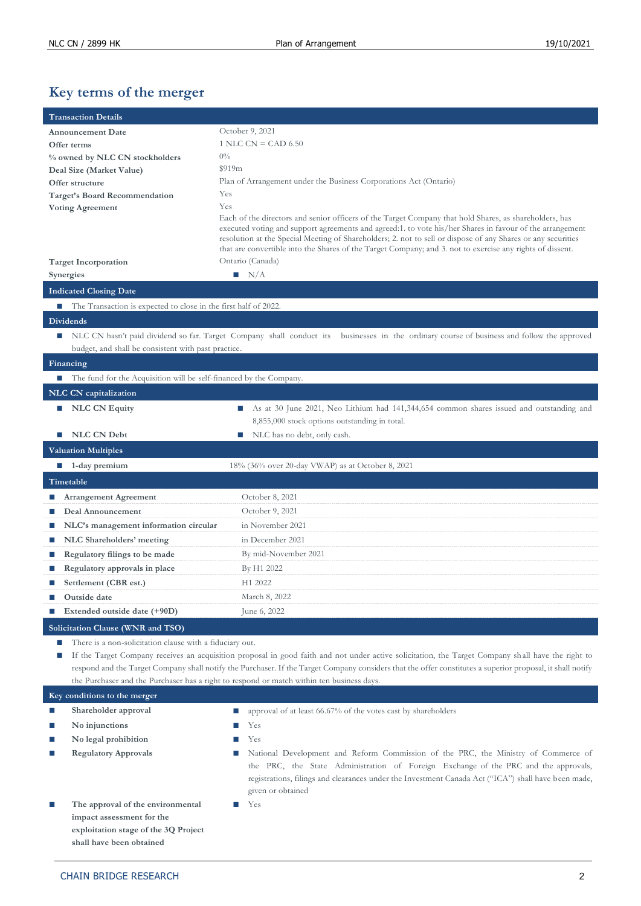# Key terms of the merger

| Transaction Details | |
|---|---|
| **Announcement Date** | October 9, 2021 |
| **Offer terms** | 1 NLC CN = CAD 6.50 |
| **% owned by NLC CN stockholders** | 0% |
| **Deal Size (Market Value)** | $919m |
| **Offer structure** | Plan of Arrangement under the Business Corporations Act (Ontario) |
| **Target's Board Recommendation** | Yes |
| **Voting Agreement** | Yes<br>Each of the directors and senior officers of the Target Company that hold Shares, as shareholders, has executed voting and support agreements and agreed:1. to vote his/her Shares in favour of the arrangement resolution at the Special Meeting of Shareholders; 2. not to sell or dispose of any Shares or any securities that are convertible into the Shares of the Target Company; and 3. not to exercise any rights of dissent. |
| **Target Incorporation** | Ontario (Canada) |
| **Synergies** | N/A |

**Indicated Closing Date**

- The Transaction is expected to close in the first half of 2022.

**Dividends**

- NLC CN hasn't paid dividend so far. Target Company shall conduct its businesses in the ordinary course of business and follow the approved budget, and shall be consistent with past practice.

**Financing**

- The fund for the Acquisition will be self-financed by the Company.

**NLC CN capitalization**

| | |
|---|---|
| **NLC CN Equity** | As at 30 June 2021, Neo Lithium had 141,344,654 common shares issued and outstanding and 8,855,000 stock options outstanding in total. |
| **NLC CN Debt** | NLC has no debt, only cash. |

**Valuation Multiples**

| | |
|---|---|
| **1-day premium** | 18% (36% over 20-day VWAP) as at October 8, 2021 |

**Timetable**

| | |
|---|---|
| **Arrangement Agreement** | October 8, 2021 |
| **Deal Announcement** | October 9, 2021 |
| **NLC's management information circular** | in November 2021 |
| **NLC Shareholders' meeting** | in December 2021 |
| **Regulatory filings to be made** | By mid-November 2021 |
| **Regulatory approvals in place** | By H1 2022 |
| **Settlement (CBR est.)** | H1 2022 |
| **Outside date** | March 8, 2022 |
| **Extended outside date (+90D)** | June 6, 2022 |

**Solicitation Clause (WNR and TSO)**

- There is a non-solicitation clause with a fiduciary out.
- If the Target Company receives an acquisition proposal in good faith and not under active solicitation, the Target Company shall have the right to respond and the Target Company shall notify the Purchaser. If the Target Company considers that the offer constitutes a superior proposal, it shall notify the Purchaser and the Purchaser has a right to respond or match within ten business days.

**Key conditions to the merger**

| | |
|---|---|
| **Shareholder approval** | approval of at least 66.67% of the votes cast by shareholders |
| **No injunctions** | Yes |
| **No legal prohibition** | Yes |
| **Regulatory Approvals** | National Development and Reform Commission of the PRC, the Ministry of Commerce of the PRC, the State Administration of Foreign Exchange of the PRC and the approvals, registrations, filings and clearances under the Investment Canada Act ("ICA") shall have been made, given or obtained |
| **The approval of the environmental impact assessment for the exploitation stage of the 3Q Project shall have been obtained** | Yes |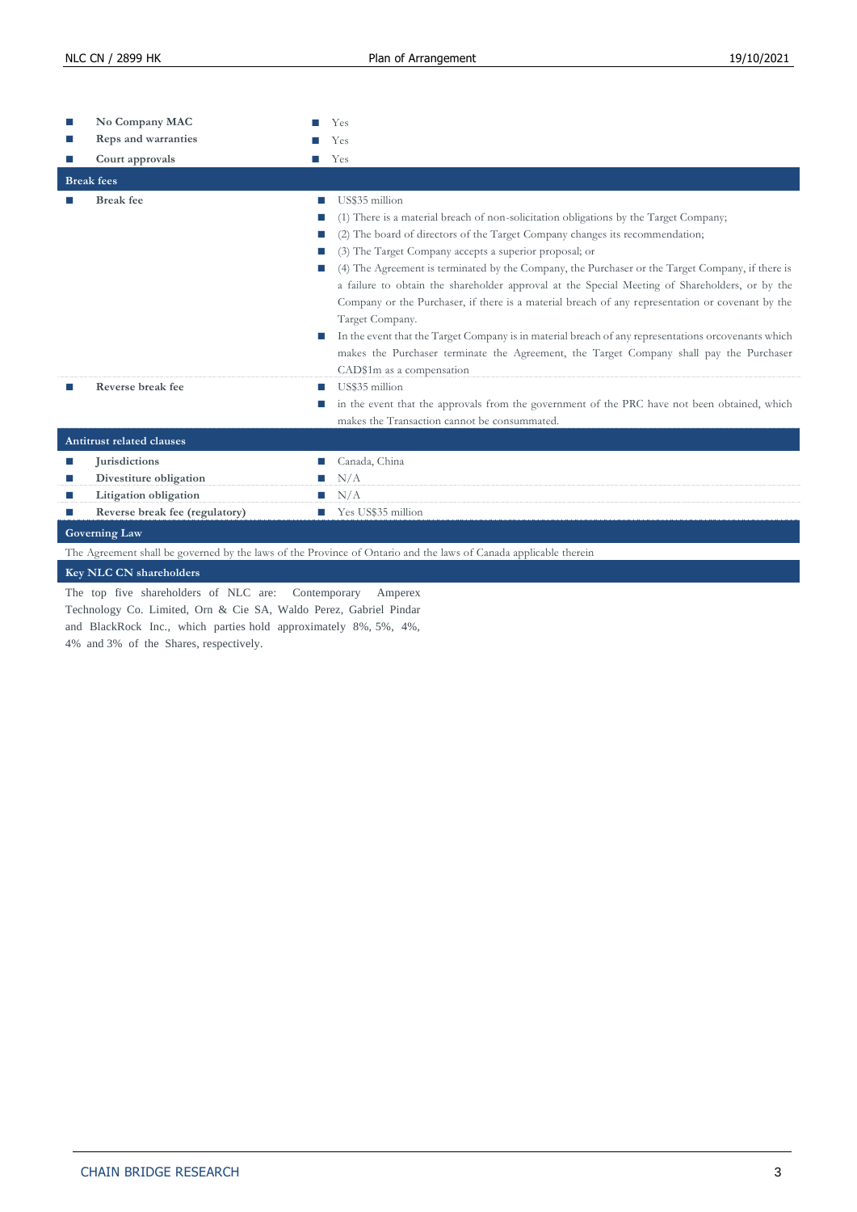| | |
|---|---|
| **No Company MAC** | Yes |
| **Reps and warranties** | Yes |
| **Court approvals** | Yes |
| **Break fees** | |
| **Break fee** | US$35 million<br>(1) There is a material breach of non-solicitation obligations by the Target Company;<br>(2) The board of directors of the Target Company changes its recommendation;<br>(3) The Target Company accepts a superior proposal; or<br>(4) The Agreement is terminated by the Company, the Purchaser or the Target Company, if there is a failure to obtain the shareholder approval at the Special Meeting of Shareholders, or by the Company or the Purchaser, if there is a material breach of any representation or covenant by the Target Company.<br>In the event that the Target Company is in material breach of any representations orcovenants which makes the Purchaser terminate the Agreement, the Target Company shall pay the Purchaser CAD$1m as a compensation |
| **Reverse break fee** | US$35 million<br>in the event that the approvals from the government of the PRC have not been obtained, which makes the Transaction cannot be consummated. |
| **Antitrust related clauses** | |
| **Jurisdictions** | Canada, China |
| **Divestiture obligation** | N/A |
| **Litigation obligation** | N/A |
| **Reverse break fee (regulatory)** | Yes US$35 million |

**Governing Law**

The Agreement shall be governed by the laws of the Province of Ontario and the laws of Canada applicable therein

**Key NLC CN shareholders**

The top five shareholders of NLC are: Contemporary Amperex Technology Co. Limited, Orn & Cie SA, Waldo Perez, Gabriel Pindar and BlackRock Inc., which parties hold approximately 8%, 5%, 4%, 4% and 3% of the Shares, respectively.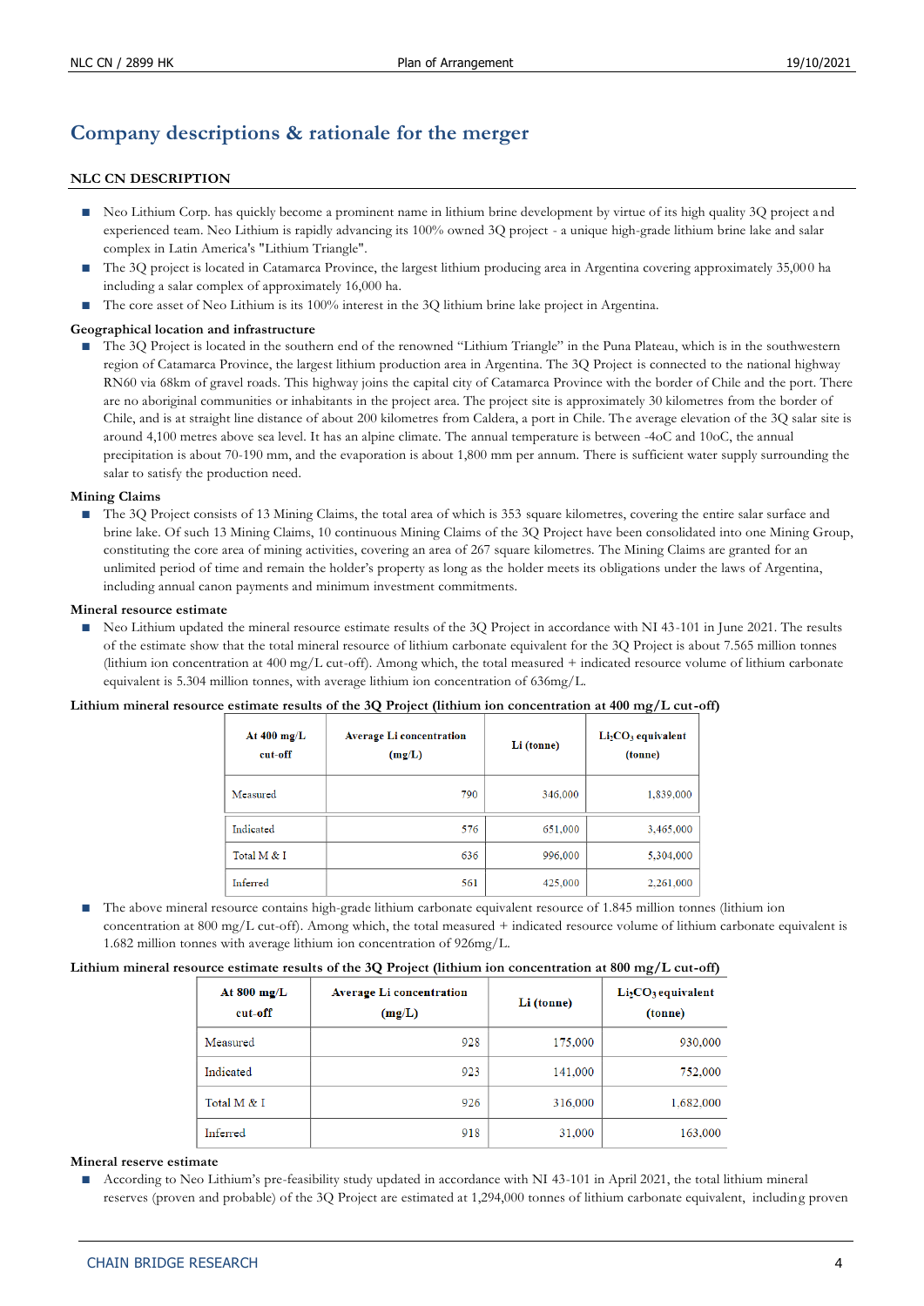# Company descriptions & rationale for the merger

## NLC CN DESCRIPTION

- Neo Lithium Corp. has quickly become a prominent name in lithium brine development by virtue of its high quality 3Q project and experienced team. Neo Lithium is rapidly advancing its 100% owned 3Q project - a unique high-grade lithium brine lake and salar complex in Latin America's "Lithium Triangle".
- The 3Q project is located in Catamarca Province, the largest lithium producing area in Argentina covering approximately 35,000 ha including a salar complex of approximately 16,000 ha.
- The core asset of Neo Lithium is its 100% interest in the 3Q lithium brine lake project in Argentina.

### Geographical location and infrastructure

- The 3Q Project is located in the southern end of the renowned "Lithium Triangle" in the Puna Plateau, which is in the southwestern region of Catamarca Province, the largest lithium production area in Argentina. The 3Q Project is connected to the national highway RN60 via 68km of gravel roads. This highway joins the capital city of Catamarca Province with the border of Chile and the port. There are no aboriginal communities or inhabitants in the project area. The project site is approximately 30 kilometres from the border of Chile, and is at straight line distance of about 200 kilometres from Caldera, a port in Chile. The average elevation of the 3Q salar site is around 4,100 metres above sea level. It has an alpine climate. The annual temperature is between -4oC and 10oC, the annual precipitation is about 70-190 mm, and the evaporation is about 1,800 mm per annum. There is sufficient water supply surrounding the salar to satisfy the production need.

### Mining Claims

- The 3Q Project consists of 13 Mining Claims, the total area of which is 353 square kilometres, covering the entire salar surface and brine lake. Of such 13 Mining Claims, 10 continuous Mining Claims of the 3Q Project have been consolidated into one Mining Group, constituting the core area of mining activities, covering an area of 267 square kilometres. The Mining Claims are granted for an unlimited period of time and remain the holder's property as long as the holder meets its obligations under the laws of Argentina, including annual canon payments and minimum investment commitments.

### Mineral resource estimate

- Neo Lithium updated the mineral resource estimate results of the 3Q Project in accordance with NI 43-101 in June 2021. The results of the estimate show that the total mineral resource of lithium carbonate equivalent for the 3Q Project is about 7.565 million tonnes (lithium ion concentration at 400 mg/L cut-off). Among which, the total measured + indicated resource volume of lithium carbonate equivalent is 5.304 million tonnes, with average lithium ion concentration of 636mg/L.

**Lithium mineral resource estimate results of the 3Q Project (lithium ion concentration at 400 mg/L cut-off)**

| At 400 mg/L cut-off | Average Li concentration (mg/L) | Li (tonne) | $Li_2CO_3$ equivalent (tonne) |
|---|---|---|---|
| Measured | 790 | 346,000 | 1,839,000 |
| Indicated | 576 | 651,000 | 3,465,000 |
| Total M & I | 636 | 996,000 | 5,304,000 |
| Inferred | 561 | 425,000 | 2,261,000 |

- The above mineral resource contains high-grade lithium carbonate equivalent resource of 1.845 million tonnes (lithium ion concentration at 800 mg/L cut-off). Among which, the total measured + indicated resource volume of lithium carbonate equivalent is 1.682 million tonnes with average lithium ion concentration of 926mg/L.

**Lithium mineral resource estimate results of the 3Q Project (lithium ion concentration at 800 mg/L cut-off)**

| At 800 mg/L cut-off | Average Li concentration (mg/L) | Li (tonne) | $Li_2CO_3$ equivalent (tonne) |
|---|---|---|---|
| Measured | 928 | 175,000 | 930,000 |
| Indicated | 923 | 141,000 | 752,000 |
| Total M & I | 926 | 316,000 | 1,682,000 |
| Inferred | 918 | 31,000 | 163,000 |

### Mineral reserve estimate

- According to Neo Lithium's pre-feasibility study updated in accordance with NI 43-101 in April 2021, the total lithium mineral reserves (proven and probable) of the 3Q Project are estimated at 1,294,000 tonnes of lithium carbonate equivalent, including proven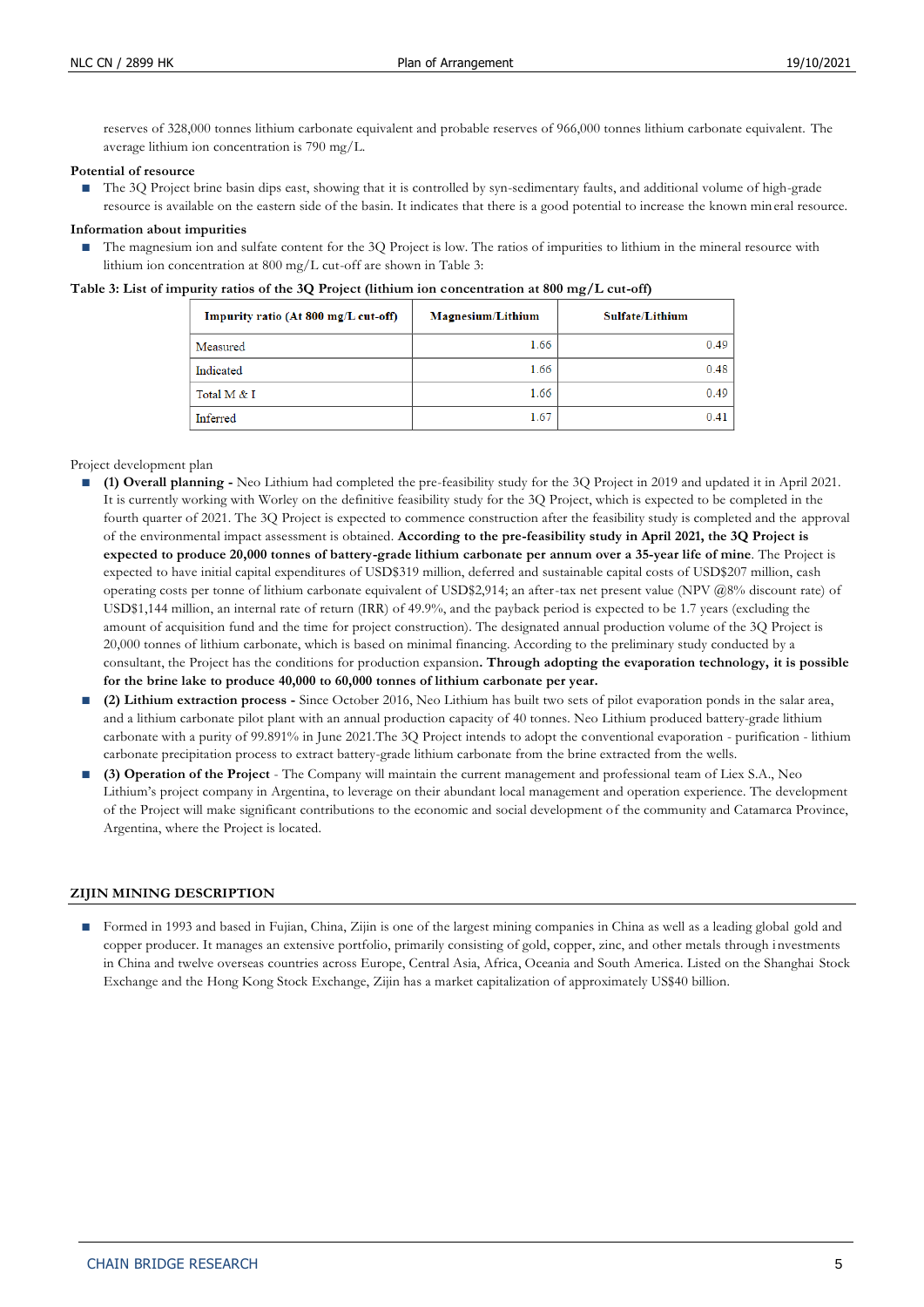reserves of 328,000 tonnes lithium carbonate equivalent and probable reserves of 966,000 tonnes lithium carbonate equivalent. The average lithium ion concentration is 790 mg/L.

**Potential of resource**

- The 3Q Project brine basin dips east, showing that it is controlled by syn-sedimentary faults, and additional volume of high-grade resource is available on the eastern side of the basin. It indicates that there is a good potential to increase the known mineral resource.

**Information about impurities**

- The magnesium ion and sulfate content for the 3Q Project is low. The ratios of impurities to lithium in the mineral resource with lithium ion concentration at 800 mg/L cut-off are shown in Table 3:

**Table 3: List of impurity ratios of the 3Q Project (lithium ion concentration at 800 mg/L cut-off)**

| Impurity ratio (At 800 mg/L cut-off) | Magnesium/Lithium | Sulfate/Lithium |
|---|---|---|
| Measured | 1.66 | 0.49 |
| Indicated | 1.66 | 0.48 |
| Total M & I | 1.66 | 0.49 |
| Inferred | 1.67 | 0.41 |

Project development plan

- **(1) Overall planning -** Neo Lithium had completed the pre-feasibility study for the 3Q Project in 2019 and updated it in April 2021. It is currently working with Worley on the definitive feasibility study for the 3Q Project, which is expected to be completed in the fourth quarter of 2021. The 3Q Project is expected to commence construction after the feasibility study is completed and the approval of the environmental impact assessment is obtained. **According to the pre-feasibility study in April 2021, the 3Q Project is expected to produce 20,000 tonnes of battery-grade lithium carbonate per annum over a 35-year life of mine**. The Project is expected to have initial capital expenditures of USD$319 million, deferred and sustainable capital costs of USD$207 million, cash operating costs per tonne of lithium carbonate equivalent of USD$2,914; an after-tax net present value (NPV @8% discount rate) of USD$1,144 million, an internal rate of return (IRR) of 49.9%, and the payback period is expected to be 1.7 years (excluding the amount of acquisition fund and the time for project construction). The designated annual production volume of the 3Q Project is 20,000 tonnes of lithium carbonate, which is based on minimal financing. According to the preliminary study conducted by a consultant, the Project has the conditions for production expansion**. Through adopting the evaporation technology, it is possible for the brine lake to produce 40,000 to 60,000 tonnes of lithium carbonate per year.**
- **(2) Lithium extraction process -** Since October 2016, Neo Lithium has built two sets of pilot evaporation ponds in the salar area, and a lithium carbonate pilot plant with an annual production capacity of 40 tonnes. Neo Lithium produced battery-grade lithium carbonate with a purity of 99.891% in June 2021.The 3Q Project intends to adopt the conventional evaporation - purification - lithium carbonate precipitation process to extract battery-grade lithium carbonate from the brine extracted from the wells.
- **(3) Operation of the Project** - The Company will maintain the current management and professional team of Liex S.A., Neo Lithium's project company in Argentina, to leverage on their abundant local management and operation experience. The development of the Project will make significant contributions to the economic and social development of the community and Catamarca Province, Argentina, where the Project is located.

## ZIJIN MINING DESCRIPTION

- Formed in 1993 and based in Fujian, China, Zijin is one of the largest mining companies in China as well as a leading global gold and copper producer. It manages an extensive portfolio, primarily consisting of gold, copper, zinc, and other metals through investments in China and twelve overseas countries across Europe, Central Asia, Africa, Oceania and South America. Listed on the Shanghai Stock Exchange and the Hong Kong Stock Exchange, Zijin has a market capitalization of approximately US$40 billion.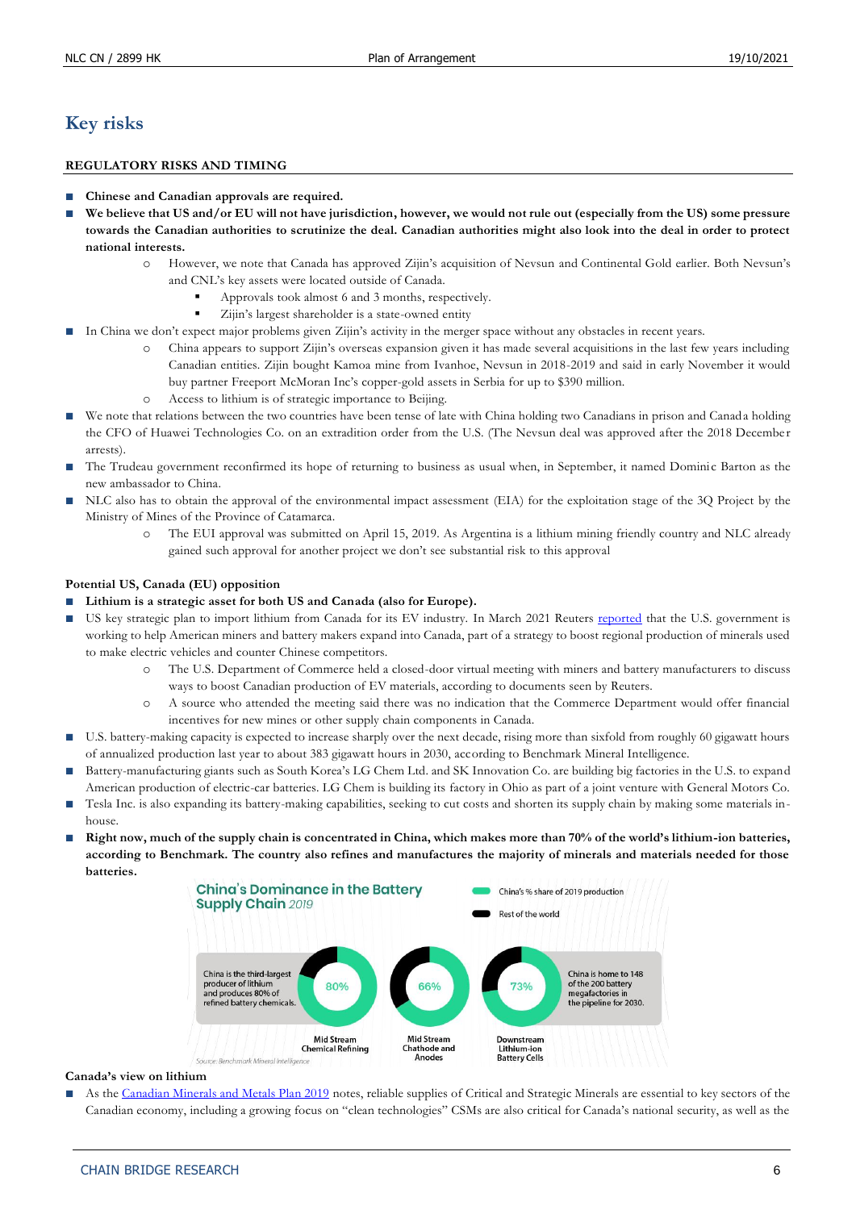# Key risks

## REGULATORY RISKS AND TIMING

- **Chinese and Canadian approvals are required.**
- **We believe that US and/or EU will not have jurisdiction, however, we would not rule out (especially from the US) some pressure towards the Canadian authorities to scrutinize the deal. Canadian authorities might also look into the deal in order to protect national interests.**
  - However, we note that Canada has approved Zijin's acquisition of Nevsun and Continental Gold earlier. Both Nevsun's and CNL's key assets were located outside of Canada.
    - Approvals took almost 6 and 3 months, respectively.
    - Zijin's largest shareholder is a state-owned entity
- In China we don't expect major problems given Zijin's activity in the merger space without any obstacles in recent years.
  - China appears to support Zijin's overseas expansion given it has made several acquisitions in the last few years including Canadian entities. Zijin bought Kamoa mine from Ivanhoe, Nevsun in 2018-2019 and said in early November it would buy partner Freeport McMoran Inc's copper-gold assets in Serbia for up to $390 million.
  - Access to lithium is of strategic importance to Beijing.
- We note that relations between the two countries have been tense of late with China holding two Canadians in prison and Canada holding the CFO of Huawei Technologies Co. on an extradition order from the U.S. (The Nevsun deal was approved after the 2018 December arrests).
- The Trudeau government reconfirmed its hope of returning to business as usual when, in September, it named Dominic Barton as the new ambassador to China.
- NLC also has to obtain the approval of the environmental impact assessment (EIA) for the exploitation stage of the 3Q Project by the Ministry of Mines of the Province of Catamarca.
  - The EUI approval was submitted on April 15, 2019. As Argentina is a lithium mining friendly country and NLC already gained such approval for another project we don't see substantial risk to this approval

### Potential US, Canada (EU) opposition

- **Lithium is a strategic asset for both US and Canada (also for Europe).**
- US key strategic plan to import lithium from Canada for its EV industry. In March 2021 Reuters reported that the U.S. government is working to help American miners and battery makers expand into Canada, part of a strategy to boost regional production of minerals used to make electric vehicles and counter Chinese competitors.
  - The U.S. Department of Commerce held a closed-door virtual meeting with miners and battery manufacturers to discuss ways to boost Canadian production of EV materials, according to documents seen by Reuters.
  - A source who attended the meeting said there was no indication that the Commerce Department would offer financial incentives for new mines or other supply chain components in Canada.
- U.S. battery-making capacity is expected to increase sharply over the next decade, rising more than sixfold from roughly 60 gigawatt hours of annualized production last year to about 383 gigawatt hours in 2030, according to Benchmark Mineral Intelligence.
- Battery-manufacturing giants such as South Korea's LG Chem Ltd. and SK Innovation Co. are building big factories in the U.S. to expand American production of electric-car batteries. LG Chem is building its factory in Ohio as part of a joint venture with General Motors Co.
- Tesla Inc. is also expanding its battery-making capabilities, seeking to cut costs and shorten its supply chain by making some materials in-house.
- **Right now, much of the supply chain is concentrated in China, which makes more than 70% of the world's lithium-ion batteries, according to Benchmark. The country also refines and manufactures the majority of minerals and materials needed for those batteries.**

China's Dominance in the Battery Supply Chain 2019

China's % share of 2019 production

Rest of the world

China is the third-largest producer of lithium and produces 80% of refined battery chemicals.

80%

Mid Stream Chemical Refining

66%

Mid Stream Chathode and Anodes

73%

Downstream Lithium-ion Battery Cells

China is home to 148 of the 200 battery megafactories in the pipeline for 2030.

Source: Benchmark Mineral Intelligence

### Canada's view on lithium

- As the Canadian Minerals and Metals Plan 2019 notes, reliable supplies of Critical and Strategic Minerals are essential to key sectors of the Canadian economy, including a growing focus on "clean technologies" CSMs are also critical for Canada's national security, as well as the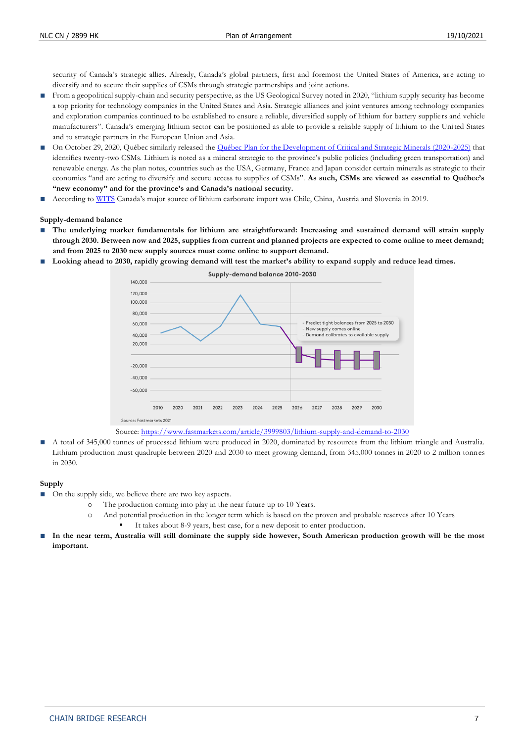security of Canada's strategic allies. Already, Canada's global partners, first and foremost the United States of America, are acting to diversify and to secure their supplies of CSMs through strategic partnerships and joint actions.

- From a geopolitical supply-chain and security perspective, as the US Geological Survey noted in 2020, "lithium supply security has become a top priority for technology companies in the United States and Asia. Strategic alliances and joint ventures among technology companies and exploration companies continued to be established to ensure a reliable, diversified supply of lithium for battery suppliers and vehicle manufacturers". Canada's emerging lithium sector can be positioned as able to provide a reliable supply of lithium to the United States and to strategic partners in the European Union and Asia.
- On October 29, 2020, Québec similarly released the [Québec Plan for the Development of Critical and Strategic Minerals (2020-2025)]() that identifies twenty-two CSMs. Lithium is noted as a mineral strategic to the province's public policies (including green transportation) and renewable energy. As the plan notes, countries such as the USA, Germany, France and Japan consider certain minerals as strategic to their economies "and are acting to diversify and secure access to supplies of CSMs". **As such, CSMs are viewed as essential to Québec's "new economy" and for the province's and Canada's national security.**
- According to [WITS]() Canada's major source of lithium carbonate import was Chile, China, Austria and Slovenia in 2019.

**Supply-demand balance**

- **The underlying market fundamentals for lithium are straightforward: Increasing and sustained demand will strain supply through 2030. Between now and 2025, supplies from current and planned projects are expected to come online to meet demand; and from 2025 to 2030 new supply sources must come online to support demand.**
- **Looking ahead to 2030, rapidly growing demand will test the market's ability to expand supply and reduce lead times.**

Supply-demand balance 2010-2030

140,000
120,000
100,000
80,000
60,000
40,000
20,000
-20,000
-40,000
-60,000

2010 2020 2021 2022 2023 2024 2025 2026 2027 2028 2029 2030

- Predict tight balances from 2025 to 2030
- New supply comes online
- Demand calibrates to available supply

Source: Fastmarkets 2021

Source: https://www.fastmarkets.com/article/3999803/lithium-supply-and-demand-to-2030

- A total of 345,000 tonnes of processed lithium were produced in 2020, dominated by resources from the lithium triangle and Australia. Lithium production must quadruple between 2020 and 2030 to meet growing demand, from 345,000 tonnes in 2020 to 2 million tonnes in 2030.

**Supply**

- On the supply side, we believe there are two key aspects.
  - The production coming into play in the near future up to 10 Years.
  - And potential production in the longer term which is based on the proven and probable reserves after 10 Years
    - It takes about 8-9 years, best case, for a new deposit to enter production.
- **In the near term, Australia will still dominate the supply side however, South American production growth will be the most important.**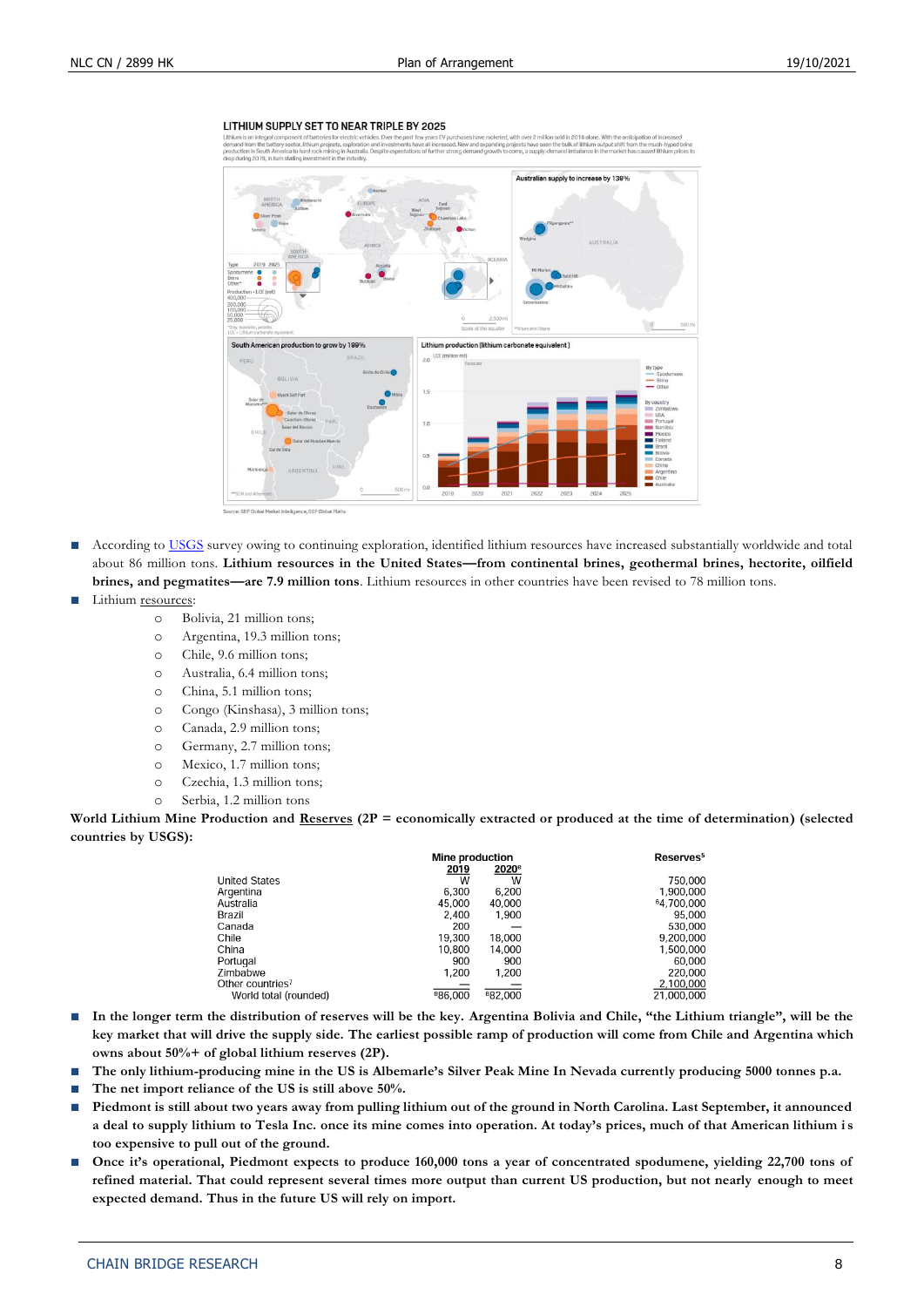LITHIUM SUPPLY SET TO NEAR TRIPLE BY 2025

Lithium is an integral component of batteries for electric vehicles. Over the past few years EV purchases have rocketed, with over 2 million sold in 2018 alone. With the anticipation of increased demand from the battery sector, lithium projects, exploration and investments have all increased. New and expanding projects have seen the bulk of lithium output shift from the much-hyped brine production in South America to hard rock mining in Australia. Despite expectations of further strong demand growth to come, a supply-demand imbalance in the market has caused lithium prices to drop during 2019, in turn stalling investment in the industry.

Australian supply to increase by 138%

South American production to grow by 189%

Lithium production (lithium carbonate equivalent)

LCE (million mt)

Forecast

2.0
1.5
1.0
0.5
0.0

2019 2020 2021 2022 2023 2024 2025

By type: Spodumene, Brine, Other

By country: Zimbabwe, USA, Portugal, Namibia, Mexico, Finland, Brazil, Bolivia, Canada, China, Argentina, Chile, Australia

Source: S&P Global Market Intelligence, S&P Global Platts

- According to USGS survey owing to continuing exploration, identified lithium resources have increased substantially worldwide and total about 86 million tons. **Lithium resources in the United States—from continental brines, geothermal brines, hectorite, oilfield brines, and pegmatites—are 7.9 million tons**. Lithium resources in other countries have been revised to 78 million tons.
- Lithium resources:
  - Bolivia, 21 million tons;
  - Argentina, 19.3 million tons;
  - Chile, 9.6 million tons;
  - Australia, 6.4 million tons;
  - China, 5.1 million tons;
  - Congo (Kinshasa), 3 million tons;
  - Canada, 2.9 million tons;
  - Germany, 2.7 million tons;
  - Mexico, 1.7 million tons;
  - Czechia, 1.3 million tons;
  - Serbia, 1.2 million tons

**World Lithium Mine Production and Reserves (2P = economically extracted or produced at the time of determination) (selected countries by USGS):**

| | Mine production 2019 | Mine production 2020[e] | Reserves[5] |
|---|---|---|---|
| United States | W | W | 750,000 |
| Argentina | 6,300 | 6,200 | 1,900,000 |
| Australia | 45,000 | 40,000 | [6]4,700,000 |
| Brazil | 2,400 | 1,900 | 95,000 |
| Canada | 200 | — | 530,000 |
| Chile | 19,300 | 18,000 | 9,200,000 |
| China | 10,800 | 14,000 | 1,500,000 |
| Portugal | 900 | 900 | 60,000 |
| Zimbabwe | 1,200 | 1,200 | 220,000 |
| Other countries[7] | — | — | 2,100,000 |
| World total (rounded) | [8]86,000 | [8]82,000 | 21,000,000 |

- **In the longer term the distribution of reserves will be the key. Argentina Bolivia and Chile, "the Lithium triangle", will be the key market that will drive the supply side. The earliest possible ramp of production will come from Chile and Argentina which owns about 50%+ of global lithium reserves (2P).**
- **The only lithium-producing mine in the US is Albemarle's Silver Peak Mine In Nevada currently producing 5000 tonnes p.a.**
- **The net import reliance of the US is still above 50%.**
- **Piedmont is still about two years away from pulling lithium out of the ground in North Carolina. Last September, it announced a deal to supply lithium to Tesla Inc. once its mine comes into operation. At today's prices, much of that American lithium is too expensive to pull out of the ground.**
- **Once it's operational, Piedmont expects to produce 160,000 tons a year of concentrated spodumene, yielding 22,700 tons of refined material. That could represent several times more output than current US production, but not nearly enough to meet expected demand. Thus in the future US will rely on import.**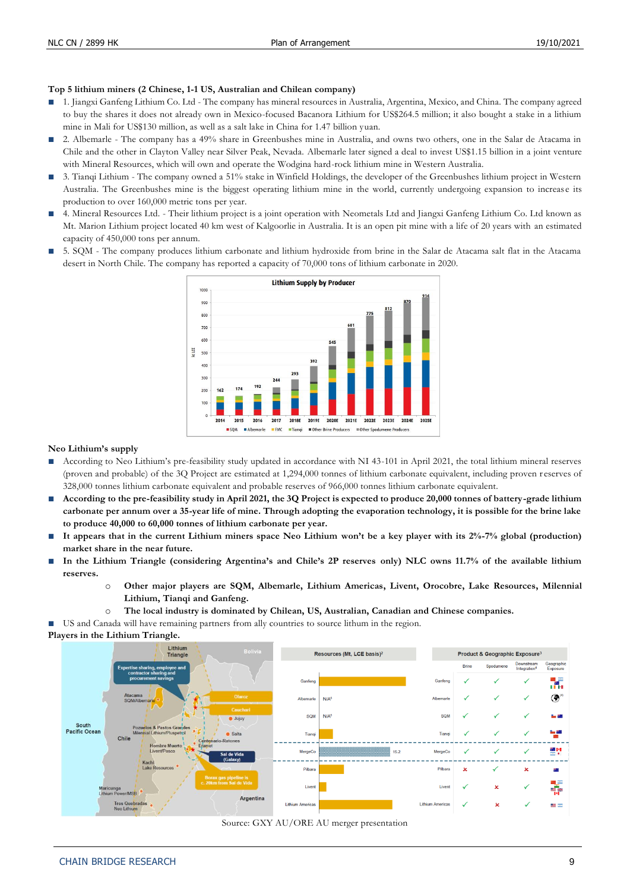**Top 5 lithium miners (2 Chinese, 1-1 US, Australian and Chilean company)**

- 1. Jiangxi Ganfeng Lithium Co. Ltd - The company has mineral resources in Australia, Argentina, Mexico, and China. The company agreed to buy the shares it does not already own in Mexico-focused Bacanora Lithium for US$264.5 million; it also bought a stake in a lithium mine in Mali for US$130 million, as well as a salt lake in China for 1.47 billion yuan.
- 2. Albemarle - The company has a 49% share in Greenbushes mine in Australia, and owns two others, one in the Salar de Atacama in Chile and the other in Clayton Valley near Silver Peak, Nevada. Albemarle later signed a deal to invest US$1.15 billion in a joint venture with Mineral Resources, which will own and operate the Wodgina hard-rock lithium mine in Western Australia.
- 3. Tianqi Lithium - The company owned a 51% stake in Winfield Holdings, the developer of the Greenbushes lithium project in Western Australia. The Greenbushes mine is the biggest operating lithium mine in the world, currently undergoing expansion to increase its production to over 160,000 metric tons per year.
- 4. Mineral Resources Ltd. - Their lithium project is a joint operation with Neometals Ltd and Jiangxi Ganfeng Lithium Co. Ltd known as Mt. Marion Lithium project located 40 km west of Kalgoorlie in Australia. It is an open pit mine with a life of 20 years with an estimated capacity of 450,000 tons per annum.
- 5. SQM - The company produces lithium carbonate and lithium hydroxide from brine in the Salar de Atacama salt flat in the Atacama desert in North Chile. The company has reported a capacity of 70,000 tons of lithium carbonate in 2020.

Lithium Supply by Producer

kt LCE

0, 100, 200, 300, 400, 500, 600, 700, 800, 900, 1000

162, 174, 192, 244, 293, 392, 545, 681, 775, 812, 870, 914

2014, 2015, 2016, 2017, 2018E, 2019E, 2020E, 2021E, 2022E, 2023E, 2024E, 2025E

SQM, Albemarle, FMC, Tianqi, Other Brine Producers, Other Spodumene Producers

**Neo Lithium's supply**

- According to Neo Lithium's pre-feasibility study updated in accordance with NI 43-101 in April 2021, the total lithium mineral reserves (proven and probable) of the 3Q Project are estimated at 1,294,000 tonnes of lithium carbonate equivalent, including proven reserves of 328,000 tonnes lithium carbonate equivalent and probable reserves of 966,000 tonnes lithium carbonate equivalent.
- **According to the pre-feasibility study in April 2021, the 3Q Project is expected to produce 20,000 tonnes of battery-grade lithium carbonate per annum over a 35-year life of mine. Through adopting the evaporation technology, it is possible for the brine lake to produce 40,000 to 60,000 tonnes of lithium carbonate per year.**
- **It appears that in the current Lithium miners space Neo Lithium won't be a key player with its 2%-7% global (production) market share in the near future.**
- **In the Lithium Triangle (considering Argentina's and Chile's 2P reserves only) NLC owns 11.7% of the available lithium reserves.**
  - **Other major players are SQM, Albemarle, Lithium Americas, Livent, Orocobre, Lake Resources, Milennial Lithium, Tianqi and Ganfeng.**
  - **The local industry is dominated by Chilean, US, Australian, Canadian and Chinese companies.**
- US and Canada will have remaining partners from ally countries to source lithium in the region.

**Players in the Lithium Triangle.**

Lithium Triangle; Bolivia; Expertise sharing, employee and contractor sharing and procurement savings; Atacama SQM/Albemarle; Olaroz; Cauchari; Jujuy; South Pacific Ocean; Chile; Pozuelos & Pastos Grandes Milennial Lithium/Pluspetrol; Salta; Centenario-Ratones Eramet; Hombre Muerto Livent/Posco; Sal de Vida (Galaxy); Kachi Lake Resources; Borax gas pipeline is c. 20km from Sal de Vida; Maricunga Lithium Power/MSB; Argentina; Tres Quebradas Neo Lithium

Resources (Mt, LCE basis)[2]

Ganfeng; Albemarle N/A[5]; SQM N/A[5]; Tianqi; MergeCo 15.2; Pilbara; Livent; Lithium Americas

Product & Geographic Exposure[3]

Brine; Spodumene; Downstream Integration[4]; Geographic Exposure

Ganfeng; Albemarle; SQM; Tianqi; MergeCo; Pilbara; Livent; Lithium Americas

Source: GXY AU/ORE AU merger presentation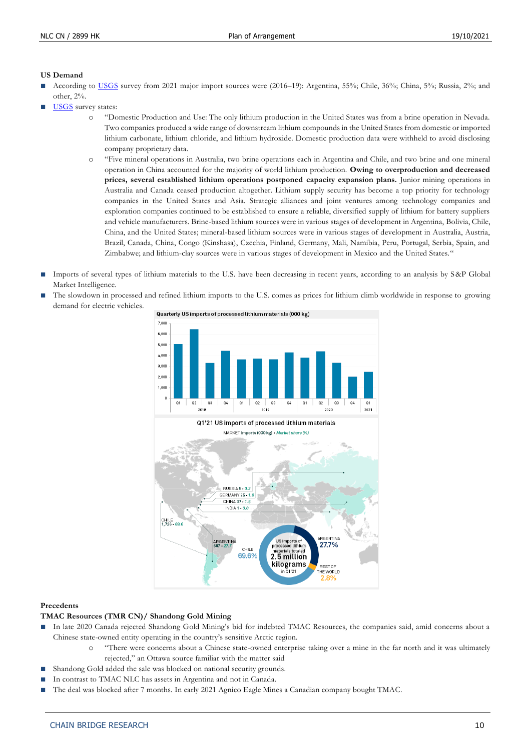**US Demand**

- According to USGS survey from 2021 major import sources were (2016–19): Argentina, 55%; Chile, 36%; China, 5%; Russia, 2%; and other, 2%.
- USGS survey states:
  - "Domestic Production and Use: The only lithium production in the United States was from a brine operation in Nevada. Two companies produced a wide range of downstream lithium compounds in the United States from domestic or imported lithium carbonate, lithium chloride, and lithium hydroxide. Domestic production data were withheld to avoid disclosing company proprietary data.
  - "Five mineral operations in Australia, two brine operations each in Argentina and Chile, and two brine and one mineral operation in China accounted for the majority of world lithium production. **Owing to overproduction and decreased prices, several established lithium operations postponed capacity expansion plans.** Junior mining operations in Australia and Canada ceased production altogether. Lithium supply security has become a top priority for technology companies in the United States and Asia. Strategic alliances and joint ventures among technology companies and exploration companies continued to be established to ensure a reliable, diversified supply of lithium for battery suppliers and vehicle manufacturers. Brine-based lithium sources were in various stages of development in Argentina, Bolivia, Chile, China, and the United States; mineral-based lithium sources were in various stages of development in Australia, Austria, Brazil, Canada, China, Congo (Kinshasa), Czechia, Finland, Germany, Mali, Namibia, Peru, Portugal, Serbia, Spain, and Zimbabwe; and lithium-clay sources were in various stages of development in Mexico and the United States."

- Imports of several types of lithium materials to the U.S. have been decreasing in recent years, according to an analysis by S&P Global Market Intelligence.
- The slowdown in processed and refined lithium imports to the U.S. comes as prices for lithium climb worldwide in response to growing demand for electric vehicles.

Quarterly US imports of processed lithium materials (000 kg)

7,000
6,000
5,000
4,000
3,000
2,000
1,000
0

Q1 Q2 Q3 Q4 Q1 Q2 Q3 Q4 Q1 Q2 Q3 Q4 Q1
2018 2019 2020 2021

Q1'21 US imports of processed lithium materials

MARKET Imports (000 kg) • Market share (%)

RUSSIA 5 • 0.2
GERMANY 25 • 1.0
CHINA 37 • 1.5
INDIA 1 • 0.0
CHILE 1,726 • 69.6
ARGENTINA 687 • 27.7

US imports of processed lithium materials totaled 2.5 million kilograms in Q1'21

CHILE 69.6%
ARGENTINA 27.7%
REST OF THE WORLD 2.8%

**Precedents**

**TMAC Resources (TMR CN)/ Shandong Gold Mining**

- In late 2020 Canada rejected Shandong Gold Mining's bid for indebted TMAC Resources, the companies said, amid concerns about a Chinese state-owned entity operating in the country's sensitive Arctic region.
  - "There were concerns about a Chinese state-owned enterprise taking over a mine in the far north and it was ultimately rejected," an Ottawa source familiar with the matter said
- Shandong Gold added the sale was blocked on national security grounds.
- In contrast to TMAC NLC has assets in Argentina and not in Canada.
- The deal was blocked after 7 months. In early 2021 Agnico Eagle Mines a Canadian company bought TMAC.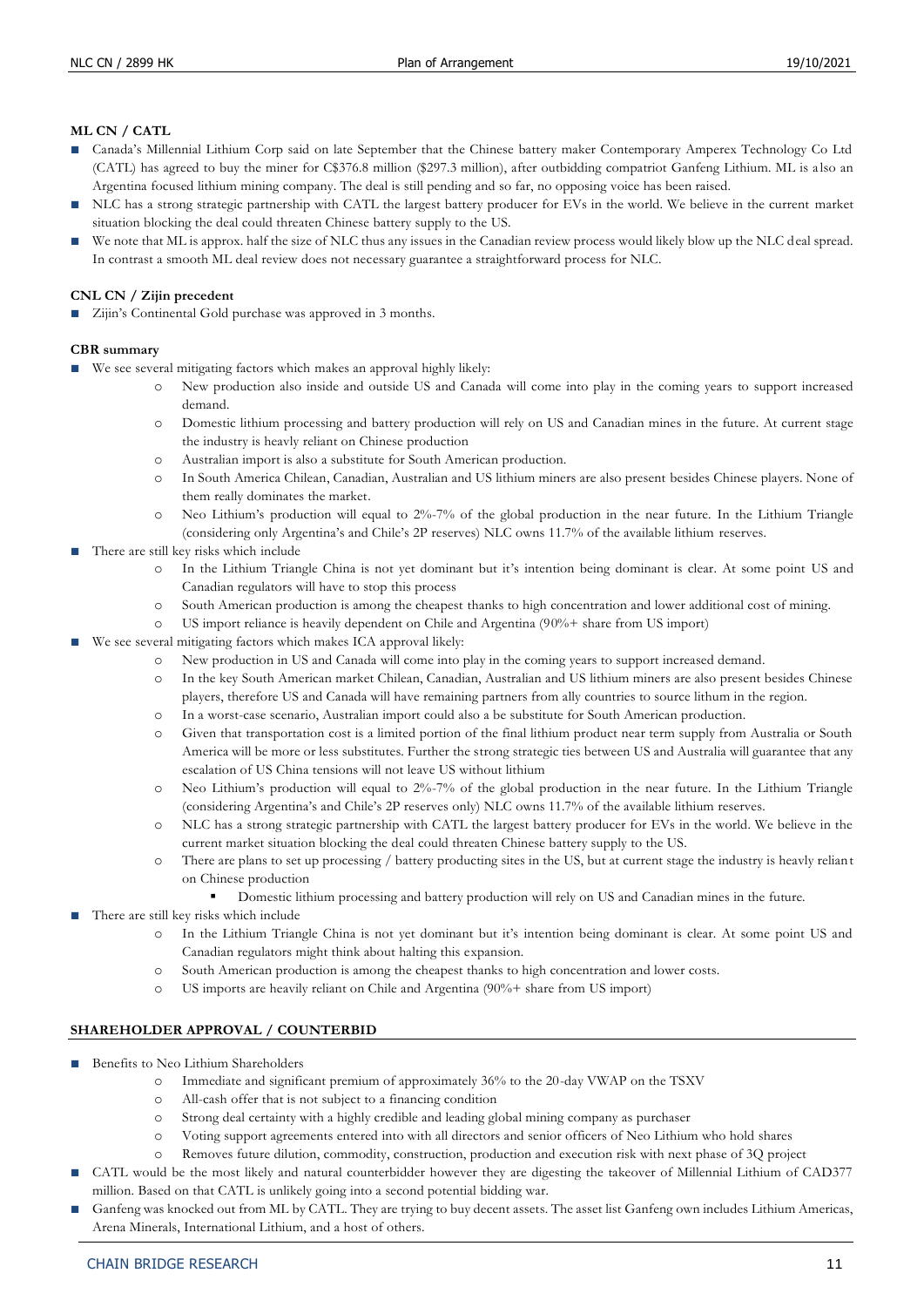**ML CN / CATL**

- Canada's Millennial Lithium Corp said on late September that the Chinese battery maker Contemporary Amperex Technology Co Ltd (CATL) has agreed to buy the miner for C$376.8 million ($297.3 million), after outbidding compatriot Ganfeng Lithium. ML is also an Argentina focused lithium mining company. The deal is still pending and so far, no opposing voice has been raised.
- NLC has a strong strategic partnership with CATL the largest battery producer for EVs in the world. We believe in the current market situation blocking the deal could threaten Chinese battery supply to the US.
- We note that ML is approx. half the size of NLC thus any issues in the Canadian review process would likely blow up the NLC deal spread. In contrast a smooth ML deal review does not necessary guarantee a straightforward process for NLC.

**CNL CN / Zijin precedent**

- Zijin's Continental Gold purchase was approved in 3 months.

**CBR summary**

- We see several mitigating factors which makes an approval highly likely:
  - New production also inside and outside US and Canada will come into play in the coming years to support increased demand.
  - Domestic lithium processing and battery production will rely on US and Canadian mines in the future. At current stage the industry is heavly reliant on Chinese production
  - Australian import is also a substitute for South American production.
  - In South America Chilean, Canadian, Australian and US lithium miners are also present besides Chinese players. None of them really dominates the market.
  - Neo Lithium's production will equal to 2%-7% of the global production in the near future. In the Lithium Triangle (considering only Argentina's and Chile's 2P reserves) NLC owns 11.7% of the available lithium reserves.
- There are still key risks which include
  - In the Lithium Triangle China is not yet dominant but it's intention being dominant is clear. At some point US and Canadian regulators will have to stop this process
  - South American production is among the cheapest thanks to high concentration and lower additional cost of mining.
  - US import reliance is heavily dependent on Chile and Argentina (90%+ share from US import)
- We see several mitigating factors which makes ICA approval likely:
  - New production in US and Canada will come into play in the coming years to support increased demand.
  - In the key South American market Chilean, Canadian, Australian and US lithium miners are also present besides Chinese players, therefore US and Canada will have remaining partners from ally countries to source lithum in the region.
  - In a worst-case scenario, Australian import could also a be substitute for South American production.
  - Given that transportation cost is a limited portion of the final lithium product near term supply from Australia or South America will be more or less substitutes. Further the strong strategic ties between US and Australia will guarantee that any escalation of US China tensions will not leave US without lithium
  - Neo Lithium's production will equal to 2%-7% of the global production in the near future. In the Lithium Triangle (considering Argentina's and Chile's 2P reserves only) NLC owns 11.7% of the available lithium reserves.
  - NLC has a strong strategic partnership with CATL the largest battery producer for EVs in the world. We believe in the current market situation blocking the deal could threaten Chinese battery supply to the US.
  - There are plans to set up processing / battery producting sites in the US, but at current stage the industry is heavly reliant on Chinese production
    - Domestic lithium processing and battery production will rely on US and Canadian mines in the future.
- There are still key risks which include
  - In the Lithium Triangle China is not yet dominant but it's intention being dominant is clear. At some point US and Canadian regulators might think about halting this expansion.
  - South American production is among the cheapest thanks to high concentration and lower costs.
  - US imports are heavily reliant on Chile and Argentina (90%+ share from US import)

## SHAREHOLDER APPROVAL / COUNTERBID

- Benefits to Neo Lithium Shareholders
  - Immediate and significant premium of approximately 36% to the 20-day VWAP on the TSXV
  - All-cash offer that is not subject to a financing condition
  - Strong deal certainty with a highly credible and leading global mining company as purchaser
  - Voting support agreements entered into with all directors and senior officers of Neo Lithium who hold shares
  - Removes future dilution, commodity, construction, production and execution risk with next phase of 3Q project
- CATL would be the most likely and natural counterbidder however they are digesting the takeover of Millennial Lithium of CAD377 million. Based on that CATL is unlikely going into a second potential bidding war.
- Ganfeng was knocked out from ML by CATL. They are trying to buy decent assets. The asset list Ganfeng own includes Lithium Americas, Arena Minerals, International Lithium, and a host of others.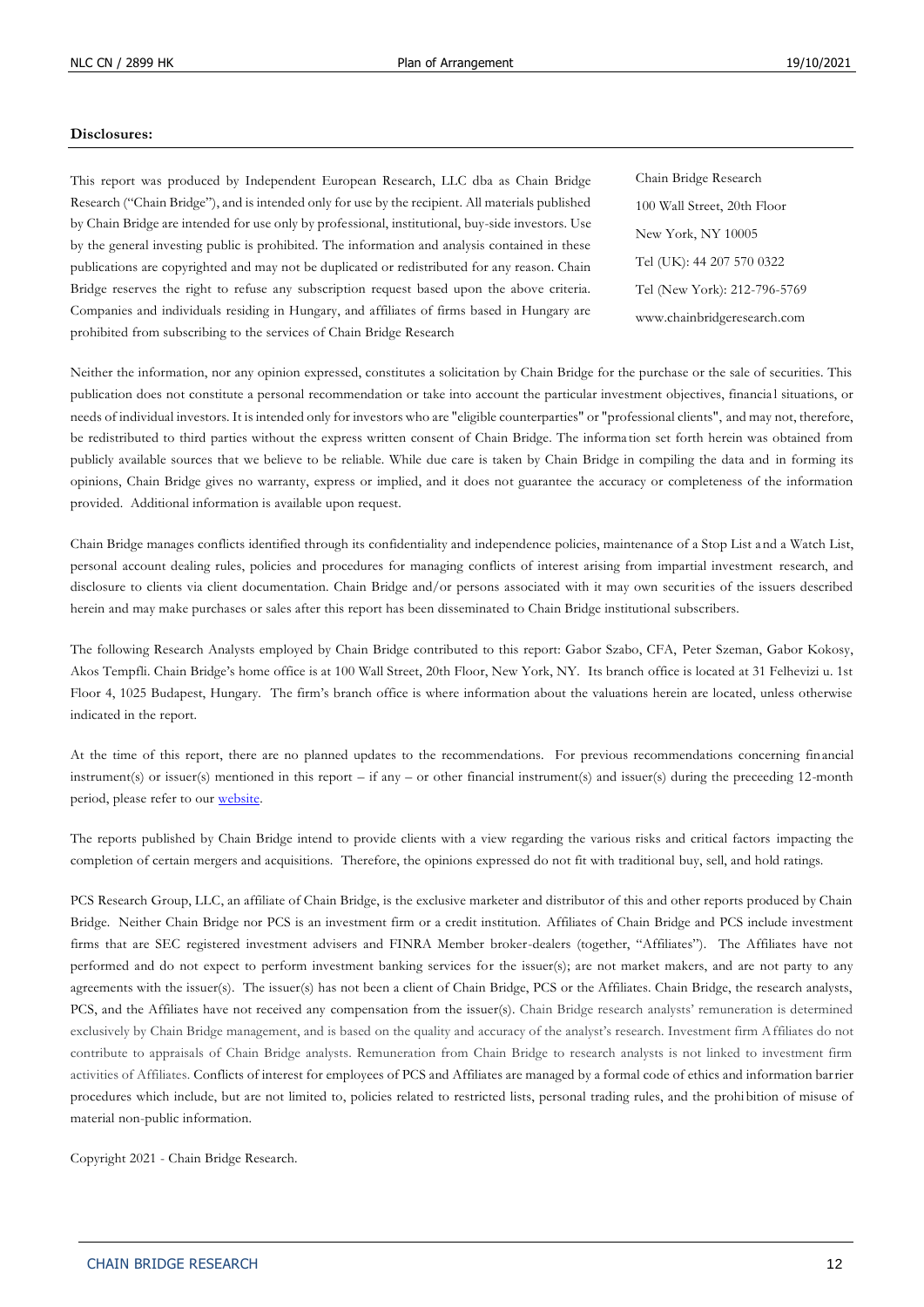**Disclosures:**

This report was produced by Independent European Research, LLC dba as Chain Bridge Research ("Chain Bridge"), and is intended only for use by the recipient. All materials published by Chain Bridge are intended for use only by professional, institutional, buy-side investors. Use by the general investing public is prohibited. The information and analysis contained in these publications are copyrighted and may not be duplicated or redistributed for any reason. Chain Bridge reserves the right to refuse any subscription request based upon the above criteria. Companies and individuals residing in Hungary, and affiliates of firms based in Hungary are prohibited from subscribing to the services of Chain Bridge Research

Chain Bridge Research
100 Wall Street, 20th Floor
New York, NY 10005
Tel (UK): 44 207 570 0322
Tel (New York): 212-796-5769
www.chainbridgeresearch.com

Neither the information, nor any opinion expressed, constitutes a solicitation by Chain Bridge for the purchase or the sale of securities. This publication does not constitute a personal recommendation or take into account the particular investment objectives, financial situations, or needs of individual investors. It is intended only for investors who are "eligible counterparties" or "professional clients", and may not, therefore, be redistributed to third parties without the express written consent of Chain Bridge. The information set forth herein was obtained from publicly available sources that we believe to be reliable. While due care is taken by Chain Bridge in compiling the data and in forming its opinions, Chain Bridge gives no warranty, express or implied, and it does not guarantee the accuracy or completeness of the information provided. Additional information is available upon request.

Chain Bridge manages conflicts identified through its confidentiality and independence policies, maintenance of a Stop List and a Watch List, personal account dealing rules, policies and procedures for managing conflicts of interest arising from impartial investment research, and disclosure to clients via client documentation. Chain Bridge and/or persons associated with it may own securities of the issuers described herein and may make purchases or sales after this report has been disseminated to Chain Bridge institutional subscribers.

The following Research Analysts employed by Chain Bridge contributed to this report: Gabor Szabo, CFA, Peter Szeman, Gabor Kokosy, Akos Tempfli. Chain Bridge's home office is at 100 Wall Street, 20th Floor, New York, NY. Its branch office is located at 31 Felhevizi u. 1st Floor 4, 1025 Budapest, Hungary. The firm's branch office is where information about the valuations herein are located, unless otherwise indicated in the report.

At the time of this report, there are no planned updates to the recommendations. For previous recommendations concerning financial instrument(s) or issuer(s) mentioned in this report – if any – or other financial instrument(s) and issuer(s) during the preceeding 12-month period, please refer to our website.

The reports published by Chain Bridge intend to provide clients with a view regarding the various risks and critical factors impacting the completion of certain mergers and acquisitions. Therefore, the opinions expressed do not fit with traditional buy, sell, and hold ratings.

PCS Research Group, LLC, an affiliate of Chain Bridge, is the exclusive marketer and distributor of this and other reports produced by Chain Bridge. Neither Chain Bridge nor PCS is an investment firm or a credit institution. Affiliates of Chain Bridge and PCS include investment firms that are SEC registered investment advisers and FINRA Member broker-dealers (together, "Affiliates"). The Affiliates have not performed and do not expect to perform investment banking services for the issuer(s); are not market makers, and are not party to any agreements with the issuer(s). The issuer(s) has not been a client of Chain Bridge, PCS or the Affiliates. Chain Bridge, the research analysts, PCS, and the Affiliates have not received any compensation from the issuer(s). Chain Bridge research analysts' remuneration is determined exclusively by Chain Bridge management, and is based on the quality and accuracy of the analyst's research. Investment firm Affiliates do not contribute to appraisals of Chain Bridge analysts. Remuneration from Chain Bridge to research analysts is not linked to investment firm activities of Affiliates. Conflicts of interest for employees of PCS and Affiliates are managed by a formal code of ethics and information barrier procedures which include, but are not limited to, policies related to restricted lists, personal trading rules, and the prohibition of misuse of material non-public information.

Copyright 2021 - Chain Bridge Research.